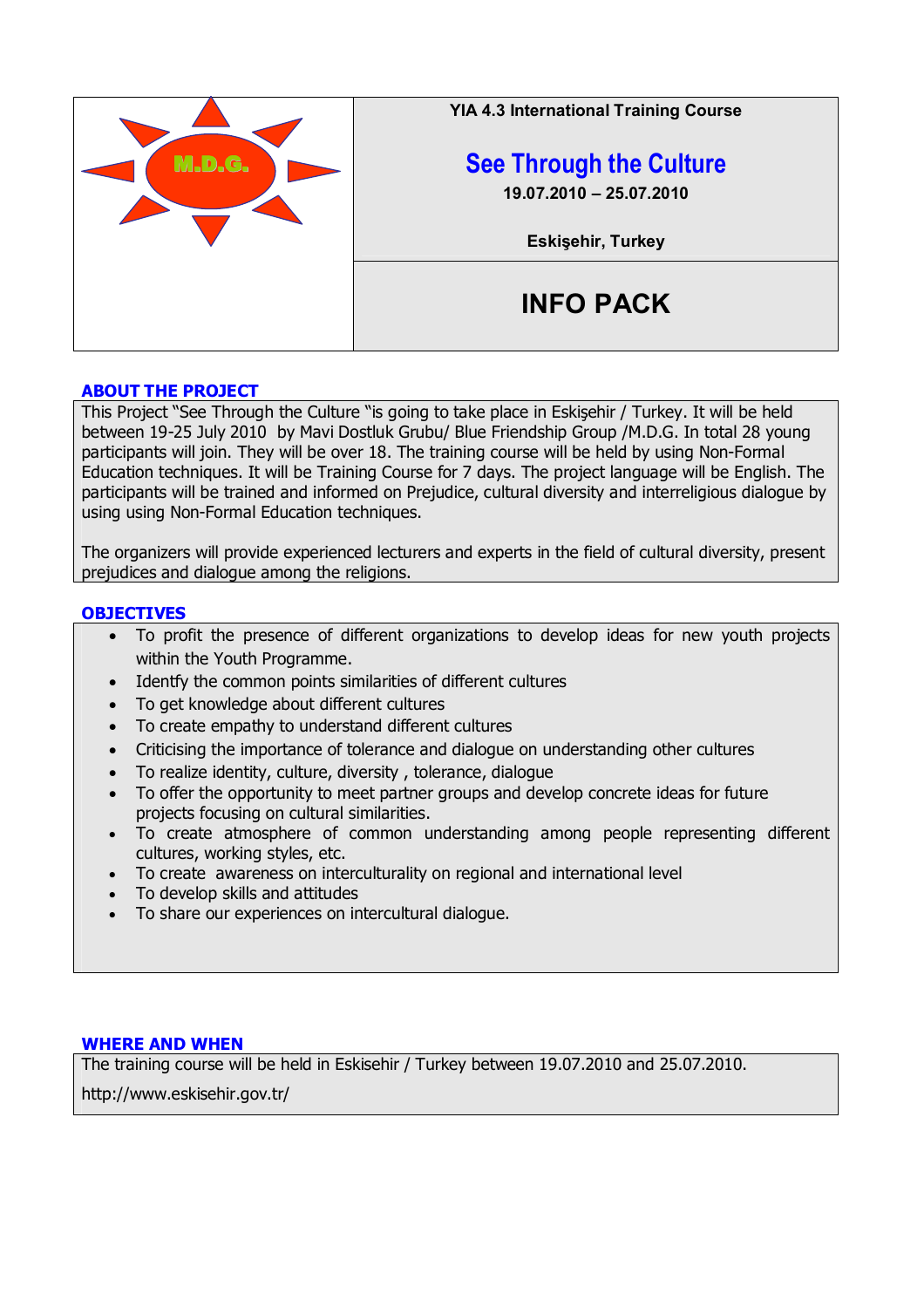M.D.G.

YIA 4.3 International Training Course

# See Through the Culture

**19.07.2010 – 25.07.2010**

**Eskişehir, Turkey**

# INFO PACK

## ABOUT THE PROJECT

This Project "See Through the Culture "is going to take place in Eskişehir / Turkey. It will be held between 19-25 July 2010 by Mavi Dostluk Grubu/ Blue Friendship Group /M.D.G. In total 28 young participants will join. They will be over 18. The training course will be held by using Non-Formal Education techniques. It will be Training Course for 7 days. The project language will be English. The participants will be trained and informed on Prejudice, cultural diversity and interreligious dialogue by using using Non-Formal Education techniques.

The organizers will provide experienced lecturers and experts in the field of cultural diversity, present prejudices and dialogue among the religions.

## OBJECTIVES

- To profit the presence of different organizations to develop ideas for new youth projects within the Youth Programme.
- Identfy the common points similarities of different cultures
- To get knowledge about different cultures
- To create empathy to understand different cultures
- Criticising the importance of tolerance and dialogue on understanding other cultures
- To realize identity, culture, diversity , tolerance, dialogue
- To offer the opportunity to meet partner groups and develop concrete ideas for future projects focusing on cultural similarities.
- To create atmosphere of common understanding among people representing different cultures, working styles, etc.
- To create awareness on interculturality on regional and international level
- To develop skills and attitudes
- To share our experiences on intercultural dialogue.

## WHERE AND WHEN

The training course will be held in Eskisehir / Turkey between 19.07.2010 and 25.07.2010.

http://www.eskisehir.gov.tr/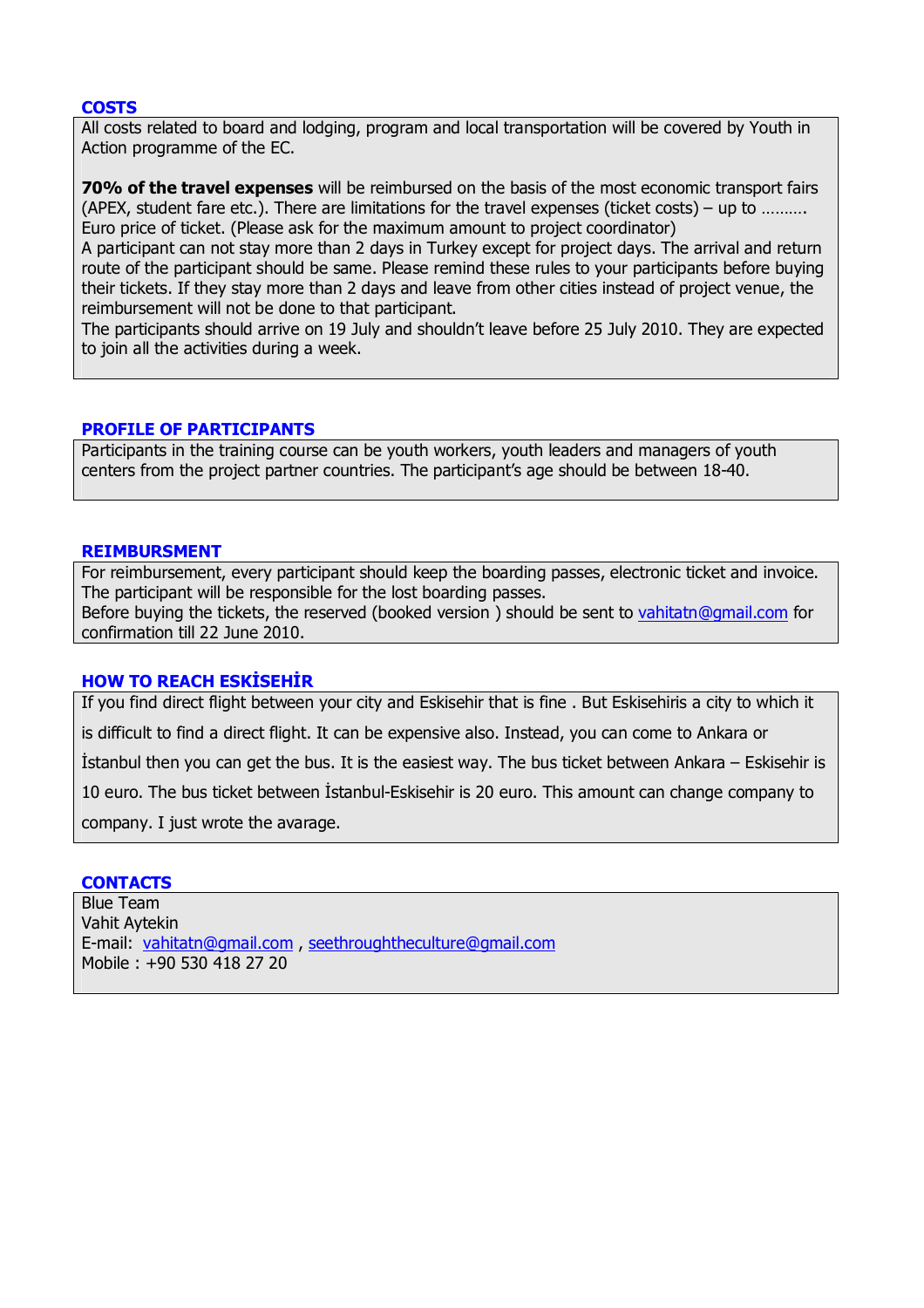## COSTS

All costs related to board and lodging, program and local transportation will be covered by Youth in Action programme of the EC.

**70% of the travel expenses** will be reimbursed on the basis of the most economic transport fairs (APEX, student fare etc.). There are limitations for the travel expenses (ticket costs) – up to ………. Euro price of ticket. (Please ask for the maximum amount to project coordinator)
A participant can not stay more than 2 days in Turkey except for project days. The arrival and return route of the participant should be same. Please remind these rules to your participants before buying their tickets. If they stay more than 2 days and leave from other cities instead of project venue, the reimbursement will not be done to that participant.
The participants should arrive on 19 July and shouldn't leave before 25 July 2010. They are expected to join all the activities during a week.

## PROFILE OF PARTICIPANTS

Participants in the training course can be youth workers, youth leaders and managers of youth centers from the project partner countries. The participant's age should be between 18-40.

## REIMBURSMENT

For reimbursement, every participant should keep the boarding passes, electronic ticket and invoice. The participant will be responsible for the lost boarding passes.
Before buying the tickets, the reserved (booked version ) should be sent to vahitatn@gmail.com for confirmation till 22 June 2010.

## HOW TO REACH ESKİSEHİR

If you find direct flight between your city and Eskisehir that is fine . But Eskisehiris a city to which it is difficult to find a direct flight. It can be expensive also. Instead, you can come to Ankara or İstanbul then you can get the bus. It is the easiest way. The bus ticket between Ankara – Eskisehir is 10 euro. The bus ticket between İstanbul-Eskisehir is 20 euro. This amount can change company to company. I just wrote the avarage.

## CONTACTS

Blue Team
Vahit Aytekin
E-mail: vahitatn@gmail.com , seethroughtheculture@gmail.com
Mobile : +90 530 418 27 20